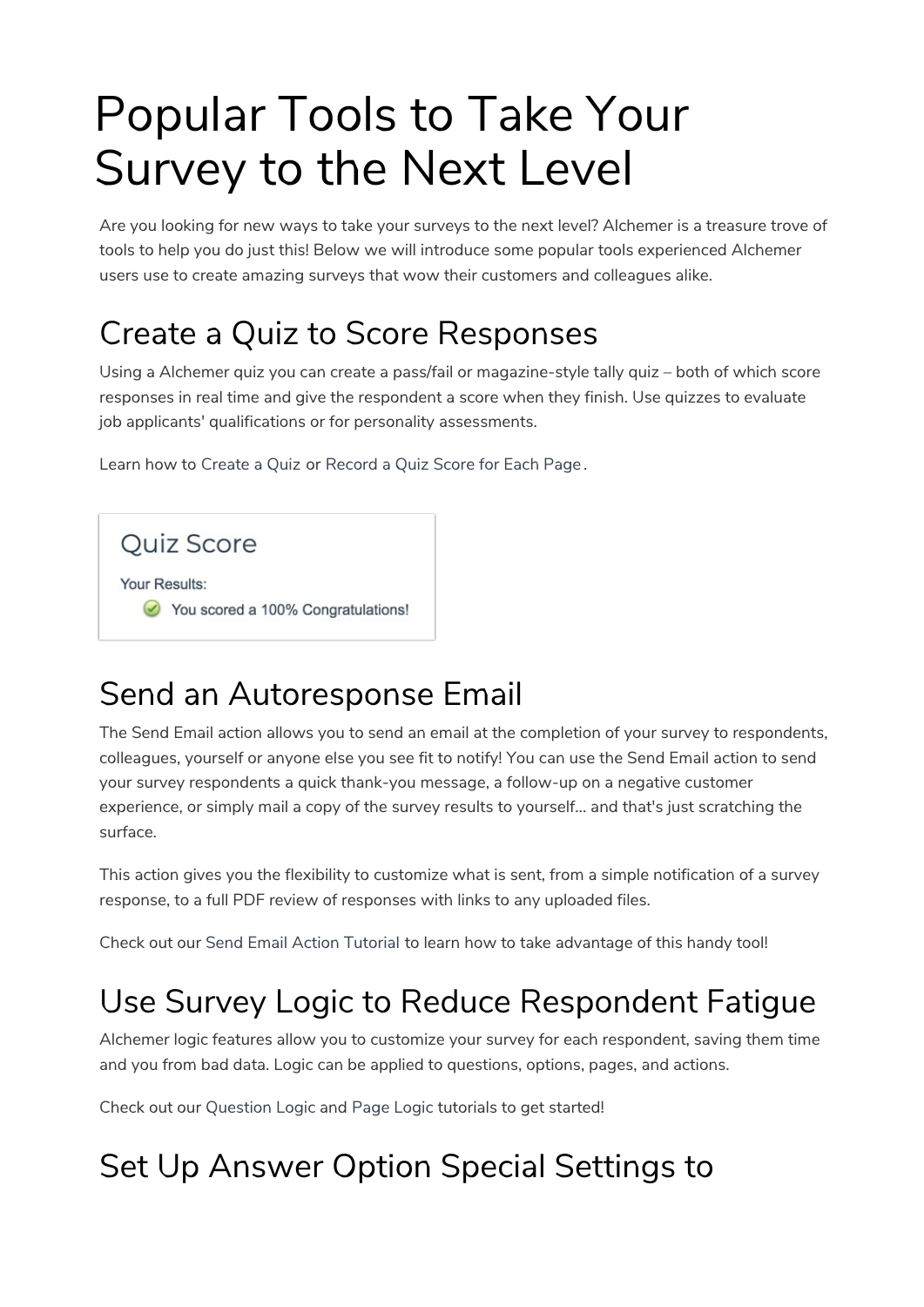# Popular Tools to Take Your Survey to the Next Level

Are you looking for new ways to take your surveys to the next level? Alchemer is a treasure trove of tools to help you do just this! Below we will introduce some popular tools experienced Alchemer users use to create amazing surveys that wow their customers and colleagues alike.

## Create a Quiz to Score Responses

Using a Alchemer quiz you can create a pass/fail or magazine-style tally quiz – both of which score responses in real time and give the respondent a score when they finish. Use quizzes to evaluate job applicants' qualifications or for personality assessments.

Learn how to Create a Quiz or Record a Quiz Score for Each Page.

## Send an Autoresponse Email

The Send Email action allows you to send an email at the completion of your survey to respondents, colleagues, yourself or anyone else you see fit to notify! You can use the Send Email action to send your survey respondents a quick thank-you message, a follow-up on a negative customer experience, or simply mail a copy of the survey results to yourself... and that's just scratching the surface.

This action gives you the flexibility to customize what is sent, from a simple notification of a survey response, to a full PDF review of responses with links to any uploaded files.

Check out our Send Email Action Tutorial to learn how to take advantage of this handy tool!

## Use Survey Logic to Reduce Respondent Fatigue

Alchemer logic features allow you to customize your survey for each respondent, saving them time and you from bad data. Logic can be applied to questions, options, pages, and actions.

Check out our Question Logic and Page Logic tutorials to get started!

## Set Up Answer Option Special Settings to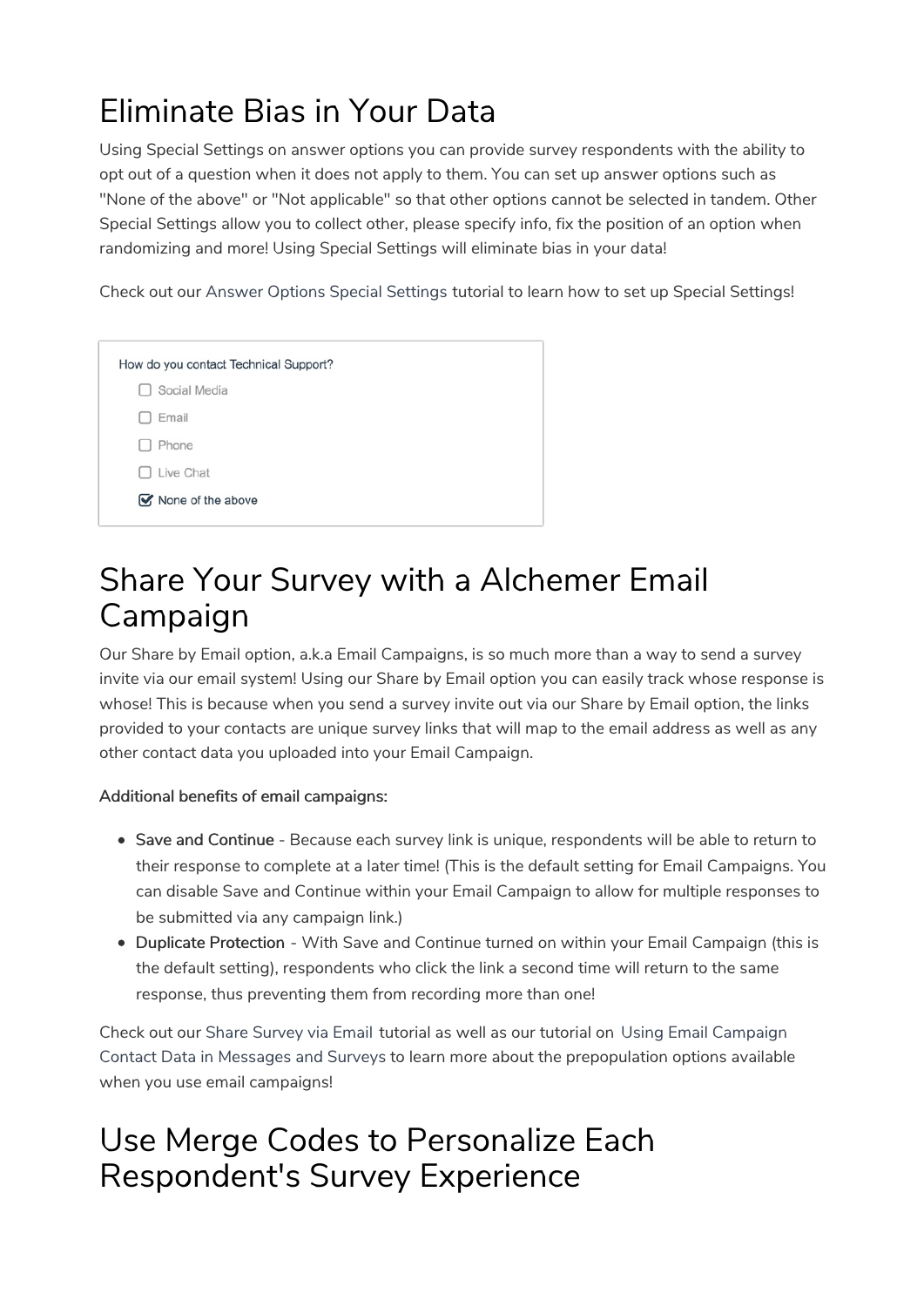# Eliminate Bias in Your Data

Using Special Settings on answer options you can provide survey respondents with the ability to opt out of a question when it does not apply to them. You can set up answer options such as "None of the above" or "Not applicable" so that other options cannot be selected in tandem. Other Special Settings allow you to collect other, please specify info, fix the position of an option when randomizing and more! Using Special Settings will eliminate bias in your data!

Check out our Answer Options Special Settings tutorial to learn how to set up Special Settings!

How do you contact Technical Support?

- [ ] Social Media
- [ ] Email
- [ ] Phone
- [ ] Live Chat
- [x] None of the above

# Share Your Survey with a Alchemer Email Campaign

Our Share by Email option, a.k.a Email Campaigns, is so much more than a way to send a survey invite via our email system! Using our Share by Email option you can easily track whose response is whose! This is because when you send a survey invite out via our Share by Email option, the links provided to your contacts are unique survey links that will map to the email address as well as any other contact data you uploaded into your Email Campaign.

**Additional benefits of email campaigns:**

- **Save and Continue** - Because each survey link is unique, respondents will be able to return to their response to complete at a later time! (This is the default setting for Email Campaigns. You can disable Save and Continue within your Email Campaign to allow for multiple responses to be submitted via any campaign link.)
- **Duplicate Protection** - With Save and Continue turned on within your Email Campaign (this is the default setting), respondents who click the link a second time will return to the same response, thus preventing them from recording more than one!

Check out our Share Survey via Email tutorial as well as our tutorial on Using Email Campaign Contact Data in Messages and Surveys to learn more about the prepopulation options available when you use email campaigns!

# Use Merge Codes to Personalize Each Respondent's Survey Experience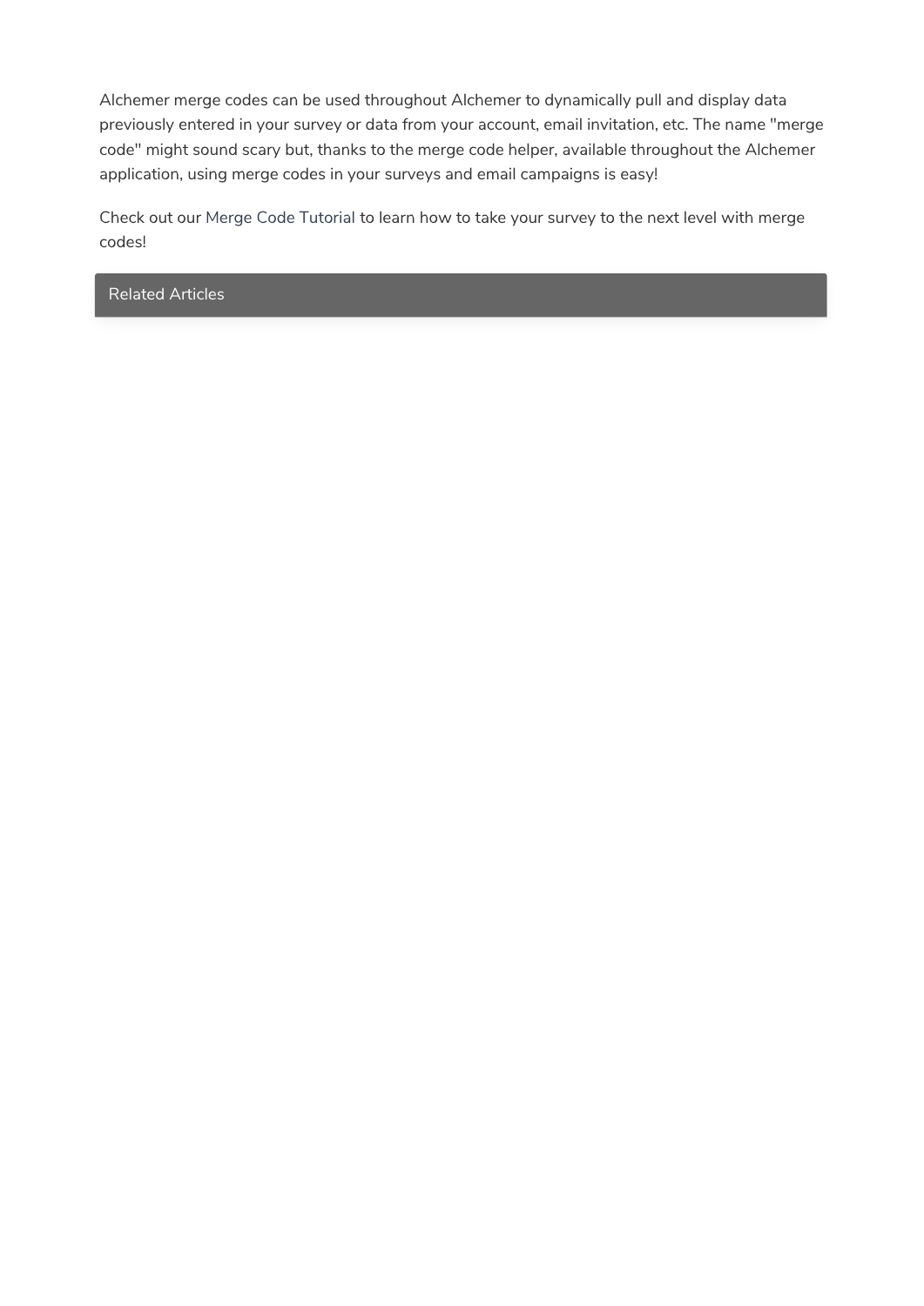Alchemer merge codes can be used throughout Alchemer to dynamically pull and display data previously entered in your survey or data from your account, email invitation, etc. The name "merge code" might sound scary but, thanks to the merge code helper, available throughout the Alchemer application, using merge codes in your surveys and email campaigns is easy!

Check out our Merge Code Tutorial to learn how to take your survey to the next level with merge codes!

Related Articles